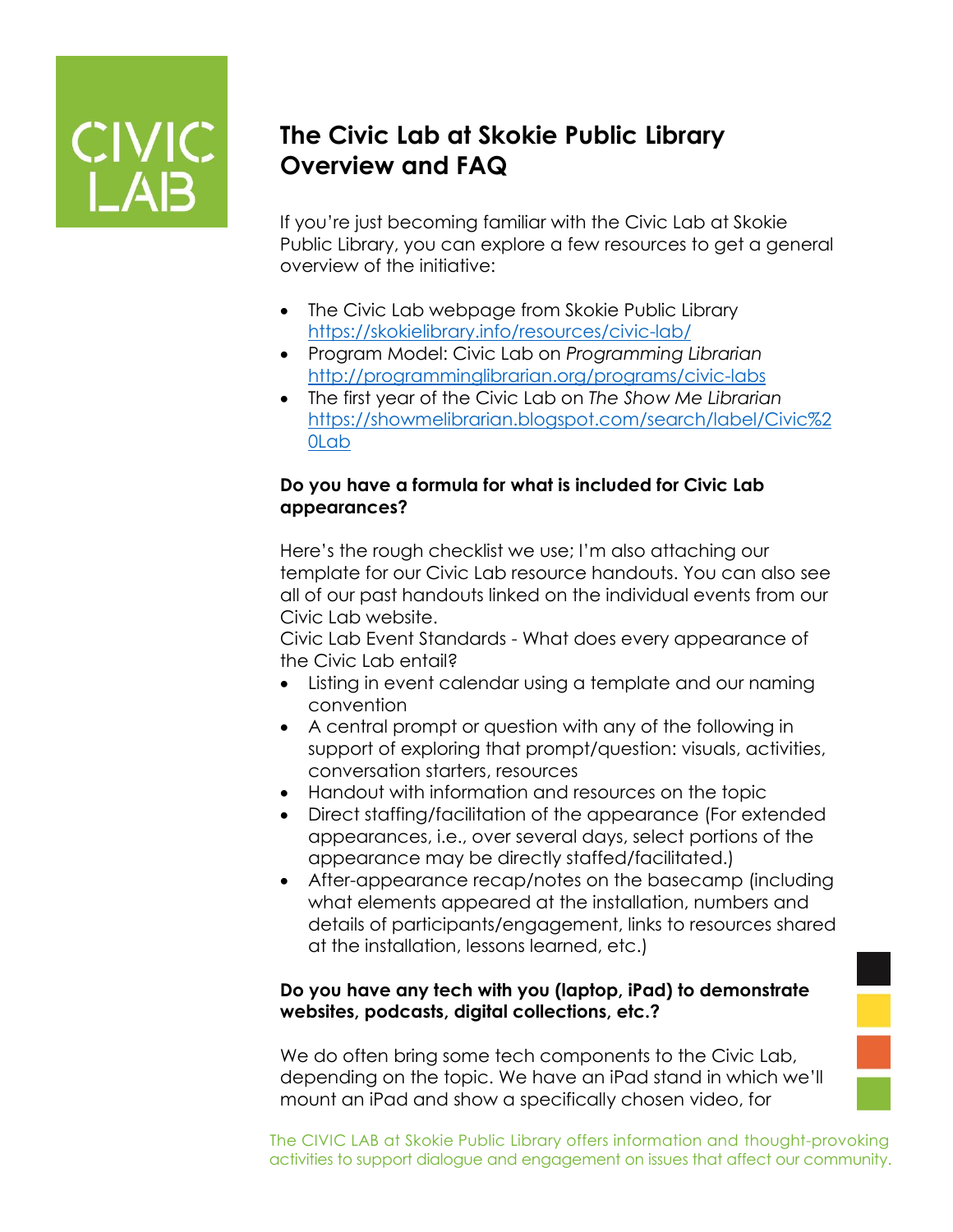# The Civic Lab at Skokie Public Library Overview and FAQ

If you're just becoming familiar with the Civic Lab at Skokie Public Library, you can explore a few resources to get a general overview of the initiative:

- The Civic Lab webpage from Skokie Public Library https://skokielibrary.info/resources/civic-lab/
- Program Model: Civic Lab on *Programming Librarian* http://programminglibrarian.org/programs/civic-labs
- The first year of the Civic Lab on *The Show Me Librarian* https://showmelibrarian.blogspot.com/search/label/Civic%20Lab

**Do you have a formula for what is included for Civic Lab appearances?**

Here's the rough checklist we use; I'm also attaching our template for our Civic Lab resource handouts. You can also see all of our past handouts linked on the individual events from our Civic Lab website.

Civic Lab Event Standards - What does every appearance of the Civic Lab entail?

- Listing in event calendar using a template and our naming convention
- A central prompt or question with any of the following in support of exploring that prompt/question: visuals, activities, conversation starters, resources
- Handout with information and resources on the topic
- Direct staffing/facilitation of the appearance (For extended appearances, i.e., over several days, select portions of the appearance may be directly staffed/facilitated.)
- After-appearance recap/notes on the basecamp (including what elements appeared at the installation, numbers and details of participants/engagement, links to resources shared at the installation, lessons learned, etc.)

**Do you have any tech with you (laptop, iPad) to demonstrate websites, podcasts, digital collections, etc.?**

We do often bring some tech components to the Civic Lab, depending on the topic. We have an iPad stand in which we'll mount an iPad and show a specifically chosen video, for

The CIVIC LAB at Skokie Public Library offers information and thought-provoking activities to support dialogue and engagement on issues that affect our community.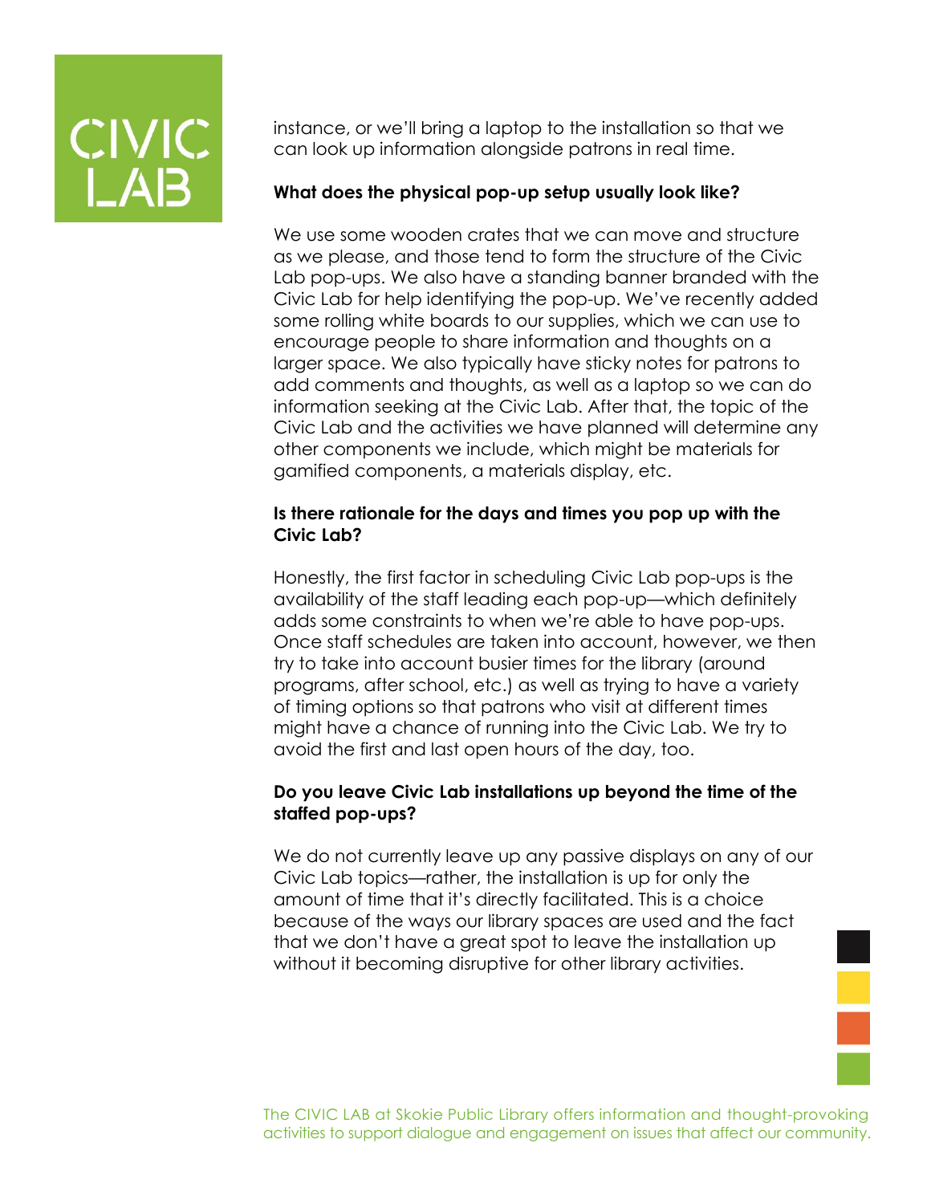instance, or we'll bring a laptop to the installation so that we can look up information alongside patrons in real time.

**What does the physical pop-up setup usually look like?**

We use some wooden crates that we can move and structure as we please, and those tend to form the structure of the Civic Lab pop-ups. We also have a standing banner branded with the Civic Lab for help identifying the pop-up. We've recently added some rolling white boards to our supplies, which we can use to encourage people to share information and thoughts on a larger space. We also typically have sticky notes for patrons to add comments and thoughts, as well as a laptop so we can do information seeking at the Civic Lab. After that, the topic of the Civic Lab and the activities we have planned will determine any other components we include, which might be materials for gamified components, a materials display, etc.

**Is there rationale for the days and times you pop up with the Civic Lab?**

Honestly, the first factor in scheduling Civic Lab pop-ups is the availability of the staff leading each pop-up—which definitely adds some constraints to when we're able to have pop-ups. Once staff schedules are taken into account, however, we then try to take into account busier times for the library (around programs, after school, etc.) as well as trying to have a variety of timing options so that patrons who visit at different times might have a chance of running into the Civic Lab. We try to avoid the first and last open hours of the day, too.

**Do you leave Civic Lab installations up beyond the time of the staffed pop-ups?**

We do not currently leave up any passive displays on any of our Civic Lab topics—rather, the installation is up for only the amount of time that it's directly facilitated. This is a choice because of the ways our library spaces are used and the fact that we don't have a great spot to leave the installation up without it becoming disruptive for other library activities.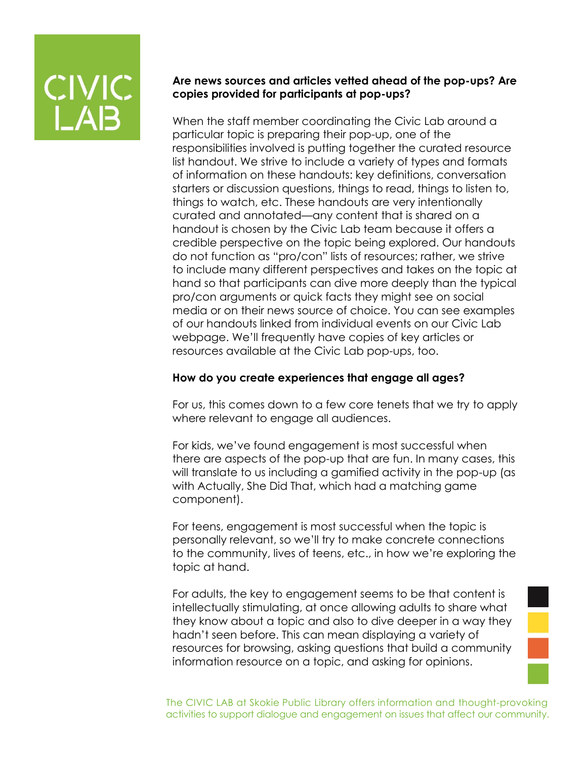**Are news sources and articles vetted ahead of the pop-ups? Are copies provided for participants at pop-ups?**

When the staff member coordinating the Civic Lab around a particular topic is preparing their pop-up, one of the responsibilities involved is putting together the curated resource list handout. We strive to include a variety of types and formats of information on these handouts: key definitions, conversation starters or discussion questions, things to read, things to listen to, things to watch, etc. These handouts are very intentionally curated and annotated—any content that is shared on a handout is chosen by the Civic Lab team because it offers a credible perspective on the topic being explored. Our handouts do not function as "pro/con" lists of resources; rather, we strive to include many different perspectives and takes on the topic at hand so that participants can dive more deeply than the typical pro/con arguments or quick facts they might see on social media or on their news source of choice. You can see examples of our handouts linked from individual events on our Civic Lab webpage. We'll frequently have copies of key articles or resources available at the Civic Lab pop-ups, too.

**How do you create experiences that engage all ages?**

For us, this comes down to a few core tenets that we try to apply where relevant to engage all audiences.

For kids, we've found engagement is most successful when there are aspects of the pop-up that are fun. In many cases, this will translate to us including a gamified activity in the pop-up (as with Actually, She Did That, which had a matching game component).

For teens, engagement is most successful when the topic is personally relevant, so we'll try to make concrete connections to the community, lives of teens, etc., in how we're exploring the topic at hand.

For adults, the key to engagement seems to be that content is intellectually stimulating, at once allowing adults to share what they know about a topic and also to dive deeper in a way they hadn't seen before. This can mean displaying a variety of resources for browsing, asking questions that build a community information resource on a topic, and asking for opinions.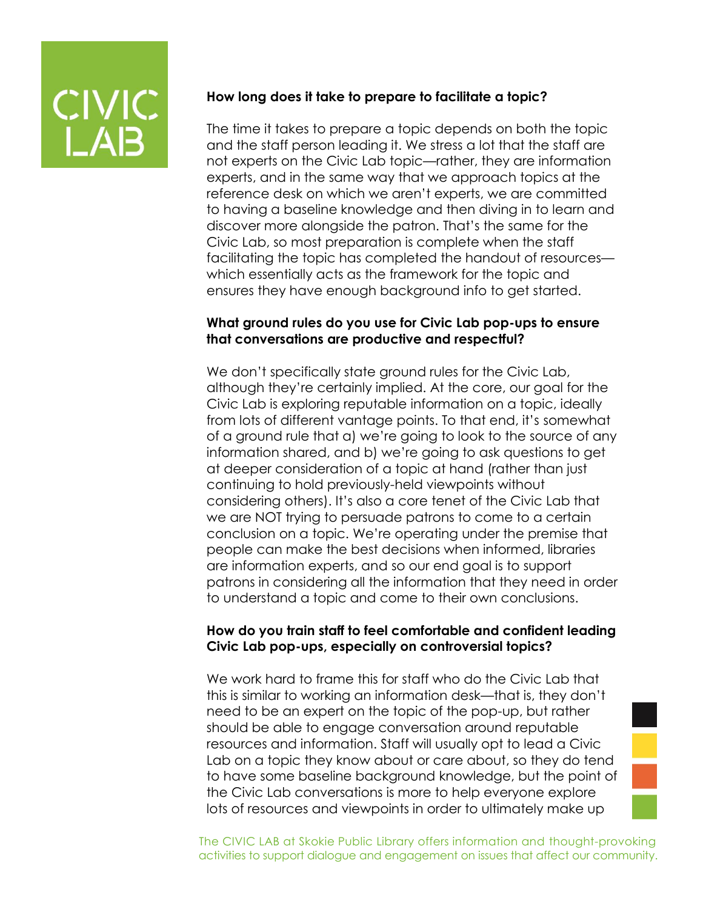### How long does it take to prepare to facilitate a topic?

The time it takes to prepare a topic depends on both the topic and the staff person leading it. We stress a lot that the staff are not experts on the Civic Lab topic—rather, they are information experts, and in the same way that we approach topics at the reference desk on which we aren't experts, we are committed to having a baseline knowledge and then diving in to learn and discover more alongside the patron. That's the same for the Civic Lab, so most preparation is complete when the staff facilitating the topic has completed the handout of resources—which essentially acts as the framework for the topic and ensures they have enough background info to get started.

### What ground rules do you use for Civic Lab pop-ups to ensure that conversations are productive and respectful?

We don't specifically state ground rules for the Civic Lab, although they're certainly implied. At the core, our goal for the Civic Lab is exploring reputable information on a topic, ideally from lots of different vantage points. To that end, it's somewhat of a ground rule that a) we're going to look to the source of any information shared, and b) we're going to ask questions to get at deeper consideration of a topic at hand (rather than just continuing to hold previously-held viewpoints without considering others). It's also a core tenet of the Civic Lab that we are NOT trying to persuade patrons to come to a certain conclusion on a topic. We're operating under the premise that people can make the best decisions when informed, libraries are information experts, and so our end goal is to support patrons in considering all the information that they need in order to understand a topic and come to their own conclusions.

### How do you train staff to feel comfortable and confident leading Civic Lab pop-ups, especially on controversial topics?

We work hard to frame this for staff who do the Civic Lab that this is similar to working an information desk—that is, they don't need to be an expert on the topic of the pop-up, but rather should be able to engage conversation around reputable resources and information. Staff will usually opt to lead a Civic Lab on a topic they know about or care about, so they do tend to have some baseline background knowledge, but the point of the Civic Lab conversations is more to help everyone explore lots of resources and viewpoints in order to ultimately make up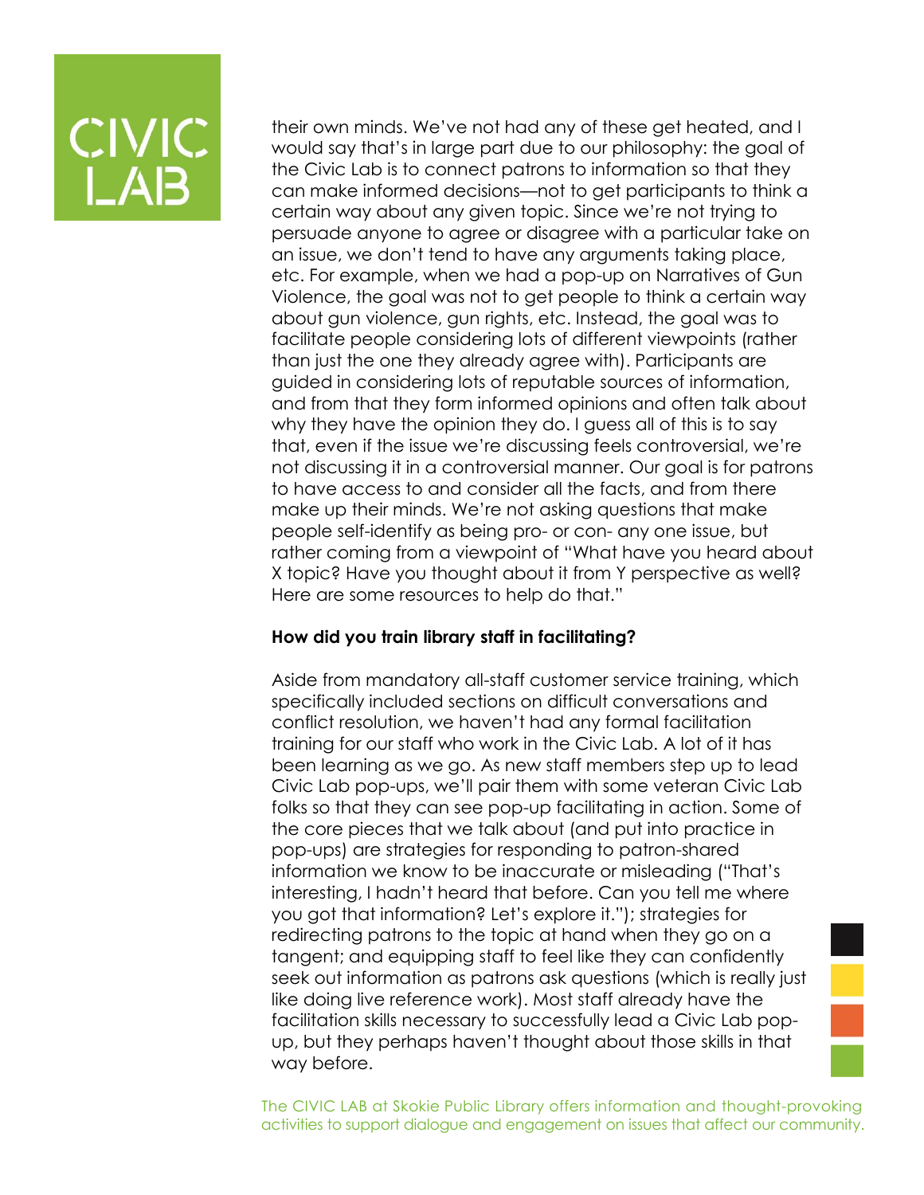their own minds. We've not had any of these get heated, and I would say that's in large part due to our philosophy: the goal of the Civic Lab is to connect patrons to information so that they can make informed decisions—not to get participants to think a certain way about any given topic. Since we're not trying to persuade anyone to agree or disagree with a particular take on an issue, we don't tend to have any arguments taking place, etc. For example, when we had a pop-up on Narratives of Gun Violence, the goal was not to get people to think a certain way about gun violence, gun rights, etc. Instead, the goal was to facilitate people considering lots of different viewpoints (rather than just the one they already agree with). Participants are guided in considering lots of reputable sources of information, and from that they form informed opinions and often talk about why they have the opinion they do. I guess all of this is to say that, even if the issue we're discussing feels controversial, we're not discussing it in a controversial manner. Our goal is for patrons to have access to and consider all the facts, and from there make up their minds. We're not asking questions that make people self-identify as being pro- or con- any one issue, but rather coming from a viewpoint of "What have you heard about X topic? Have you thought about it from Y perspective as well? Here are some resources to help do that."

**How did you train library staff in facilitating?**

Aside from mandatory all-staff customer service training, which specifically included sections on difficult conversations and conflict resolution, we haven't had any formal facilitation training for our staff who work in the Civic Lab. A lot of it has been learning as we go. As new staff members step up to lead Civic Lab pop-ups, we'll pair them with some veteran Civic Lab folks so that they can see pop-up facilitating in action. Some of the core pieces that we talk about (and put into practice in pop-ups) are strategies for responding to patron-shared information we know to be inaccurate or misleading ("That's interesting, I hadn't heard that before. Can you tell me where you got that information? Let's explore it."); strategies for redirecting patrons to the topic at hand when they go on a tangent; and equipping staff to feel like they can confidently seek out information as patrons ask questions (which is really just like doing live reference work). Most staff already have the facilitation skills necessary to successfully lead a Civic Lab pop-up, but they perhaps haven't thought about those skills in that way before.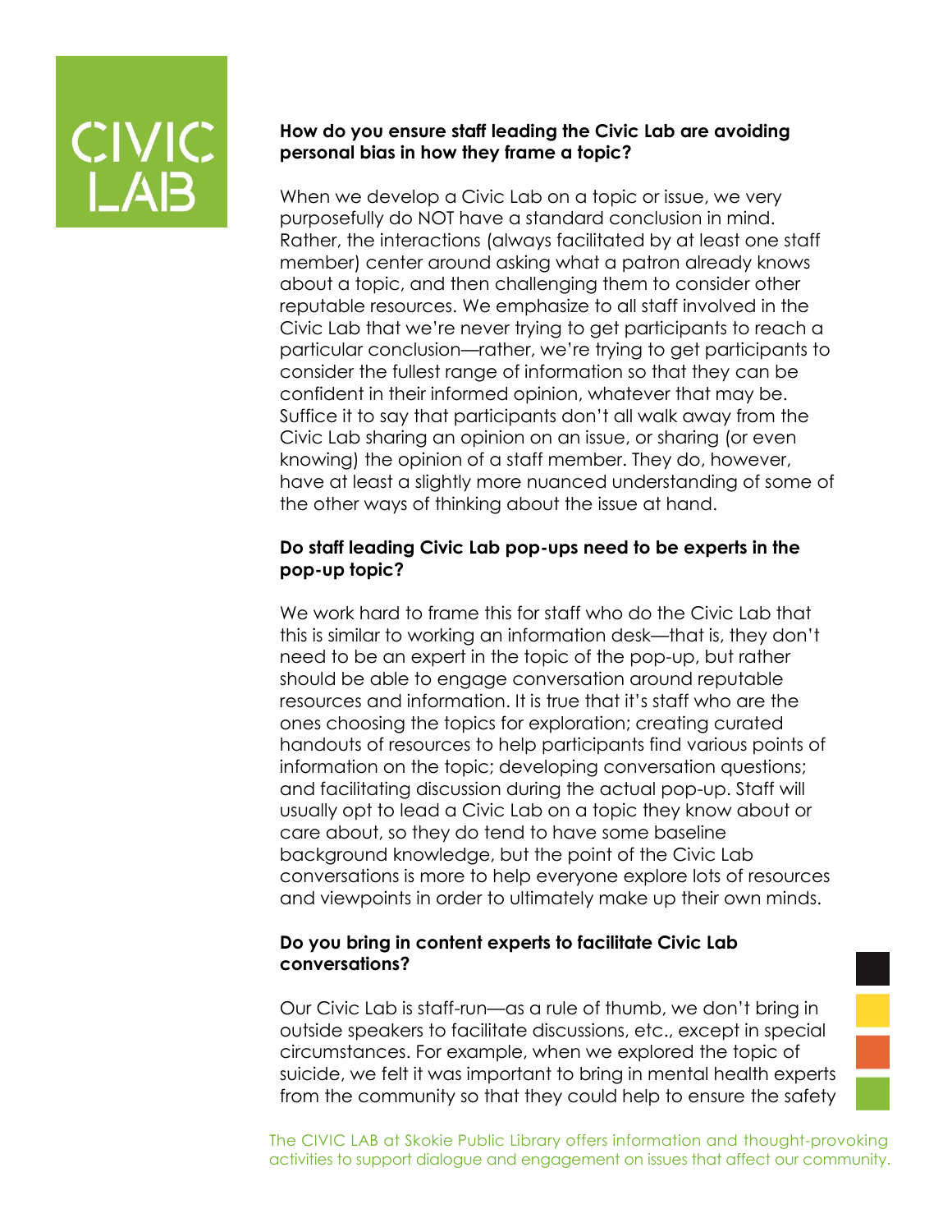### How do you ensure staff leading the Civic Lab are avoiding personal bias in how they frame a topic?

When we develop a Civic Lab on a topic or issue, we very purposefully do NOT have a standard conclusion in mind. Rather, the interactions (always facilitated by at least one staff member) center around asking what a patron already knows about a topic, and then challenging them to consider other reputable resources. We emphasize to all staff involved in the Civic Lab that we're never trying to get participants to reach a particular conclusion—rather, we're trying to get participants to consider the fullest range of information so that they can be confident in their informed opinion, whatever that may be. Suffice it to say that participants don't all walk away from the Civic Lab sharing an opinion on an issue, or sharing (or even knowing) the opinion of a staff member. They do, however, have at least a slightly more nuanced understanding of some of the other ways of thinking about the issue at hand.

### Do staff leading Civic Lab pop-ups need to be experts in the pop-up topic?

We work hard to frame this for staff who do the Civic Lab that this is similar to working an information desk—that is, they don't need to be an expert in the topic of the pop-up, but rather should be able to engage conversation around reputable resources and information. It is true that it's staff who are the ones choosing the topics for exploration; creating curated handouts of resources to help participants find various points of information on the topic; developing conversation questions; and facilitating discussion during the actual pop-up. Staff will usually opt to lead a Civic Lab on a topic they know about or care about, so they do tend to have some baseline background knowledge, but the point of the Civic Lab conversations is more to help everyone explore lots of resources and viewpoints in order to ultimately make up their own minds.

### Do you bring in content experts to facilitate Civic Lab conversations?

Our Civic Lab is staff-run—as a rule of thumb, we don't bring in outside speakers to facilitate discussions, etc., except in special circumstances. For example, when we explored the topic of suicide, we felt it was important to bring in mental health experts from the community so that they could help to ensure the safety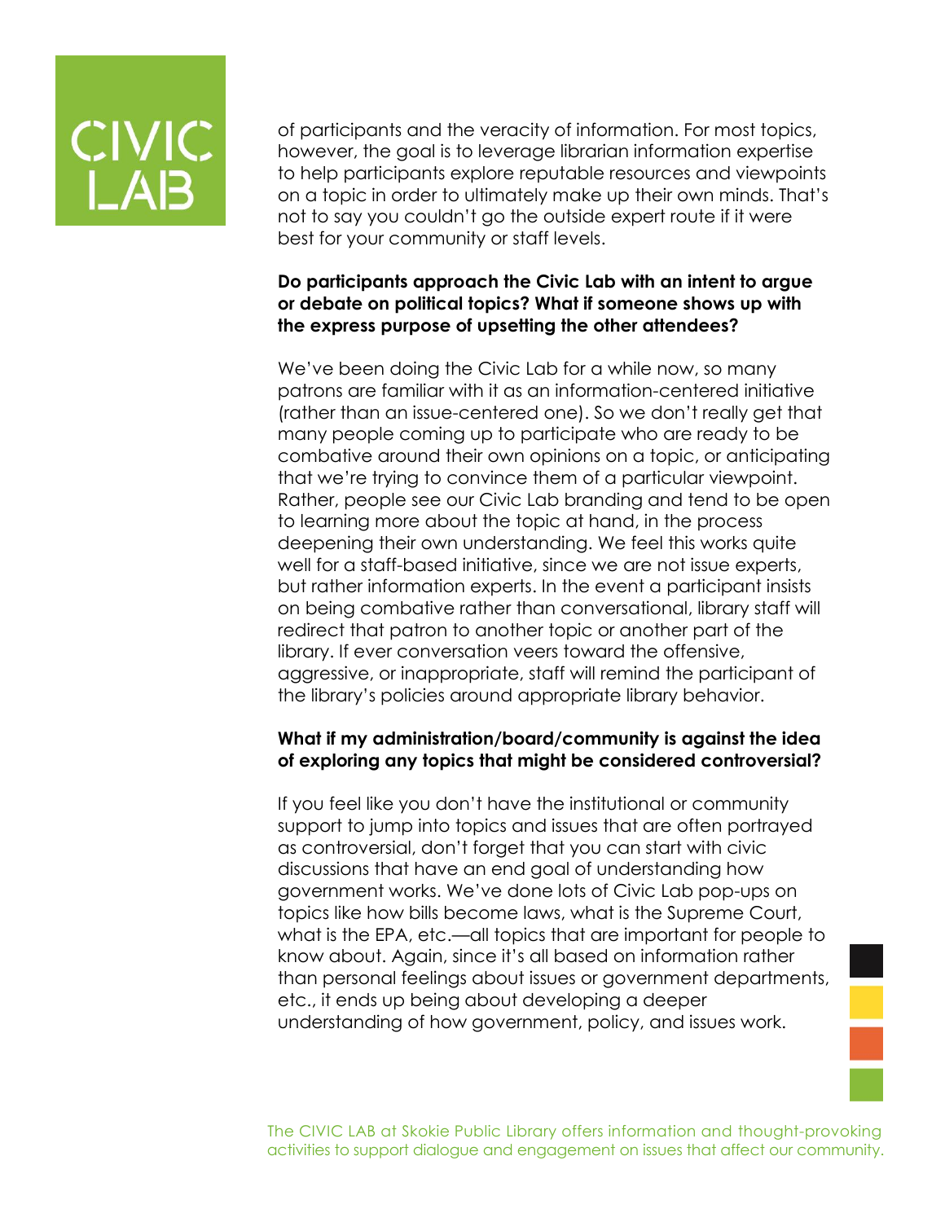of participants and the veracity of information. For most topics, however, the goal is to leverage librarian information expertise to help participants explore reputable resources and viewpoints on a topic in order to ultimately make up their own minds. That's not to say you couldn't go the outside expert route if it were best for your community or staff levels.

**Do participants approach the Civic Lab with an intent to argue or debate on political topics? What if someone shows up with the express purpose of upsetting the other attendees?**

We've been doing the Civic Lab for a while now, so many patrons are familiar with it as an information-centered initiative (rather than an issue-centered one). So we don't really get that many people coming up to participate who are ready to be combative around their own opinions on a topic, or anticipating that we're trying to convince them of a particular viewpoint. Rather, people see our Civic Lab branding and tend to be open to learning more about the topic at hand, in the process deepening their own understanding. We feel this works quite well for a staff-based initiative, since we are not issue experts, but rather information experts. In the event a participant insists on being combative rather than conversational, library staff will redirect that patron to another topic or another part of the library. If ever conversation veers toward the offensive, aggressive, or inappropriate, staff will remind the participant of the library's policies around appropriate library behavior.

**What if my administration/board/community is against the idea of exploring any topics that might be considered controversial?**

If you feel like you don't have the institutional or community support to jump into topics and issues that are often portrayed as controversial, don't forget that you can start with civic discussions that have an end goal of understanding how government works. We've done lots of Civic Lab pop-ups on topics like how bills become laws, what is the Supreme Court, what is the EPA, etc.—all topics that are important for people to know about. Again, since it's all based on information rather than personal feelings about issues or government departments, etc., it ends up being about developing a deeper understanding of how government, policy, and issues work.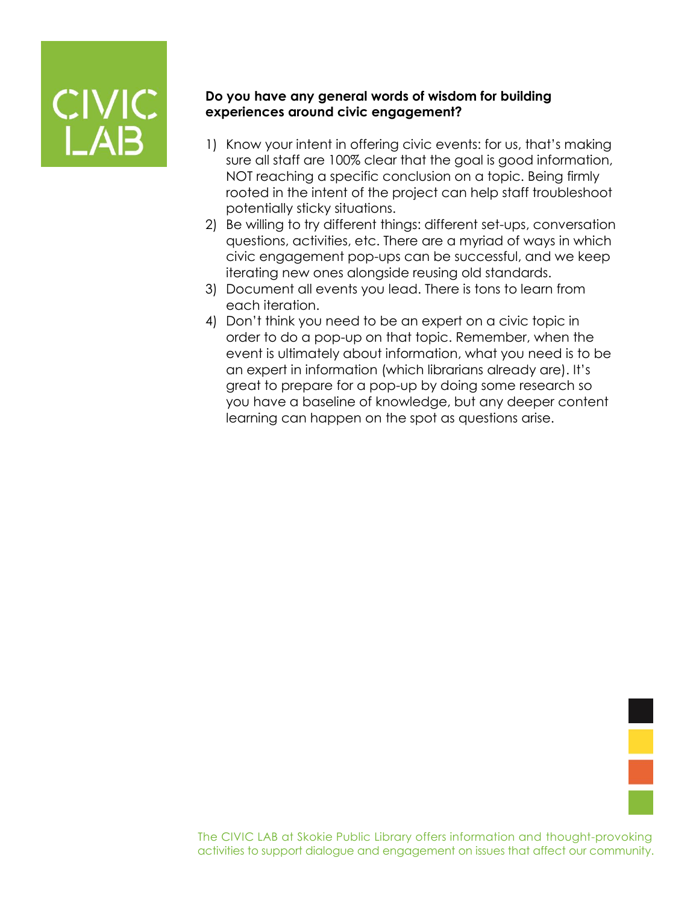**Do you have any general words of wisdom for building experiences around civic engagement?**

1) Know your intent in offering civic events: for us, that's making sure all staff are 100% clear that the goal is good information, NOT reaching a specific conclusion on a topic. Being firmly rooted in the intent of the project can help staff troubleshoot potentially sticky situations.
2) Be willing to try different things: different set-ups, conversation questions, activities, etc. There are a myriad of ways in which civic engagement pop-ups can be successful, and we keep iterating new ones alongside reusing old standards.
3) Document all events you lead. There is tons to learn from each iteration.
4) Don't think you need to be an expert on a civic topic in order to do a pop-up on that topic. Remember, when the event is ultimately about information, what you need is to be an expert in information (which librarians already are). It's great to prepare for a pop-up by doing some research so you have a baseline of knowledge, but any deeper content learning can happen on the spot as questions arise.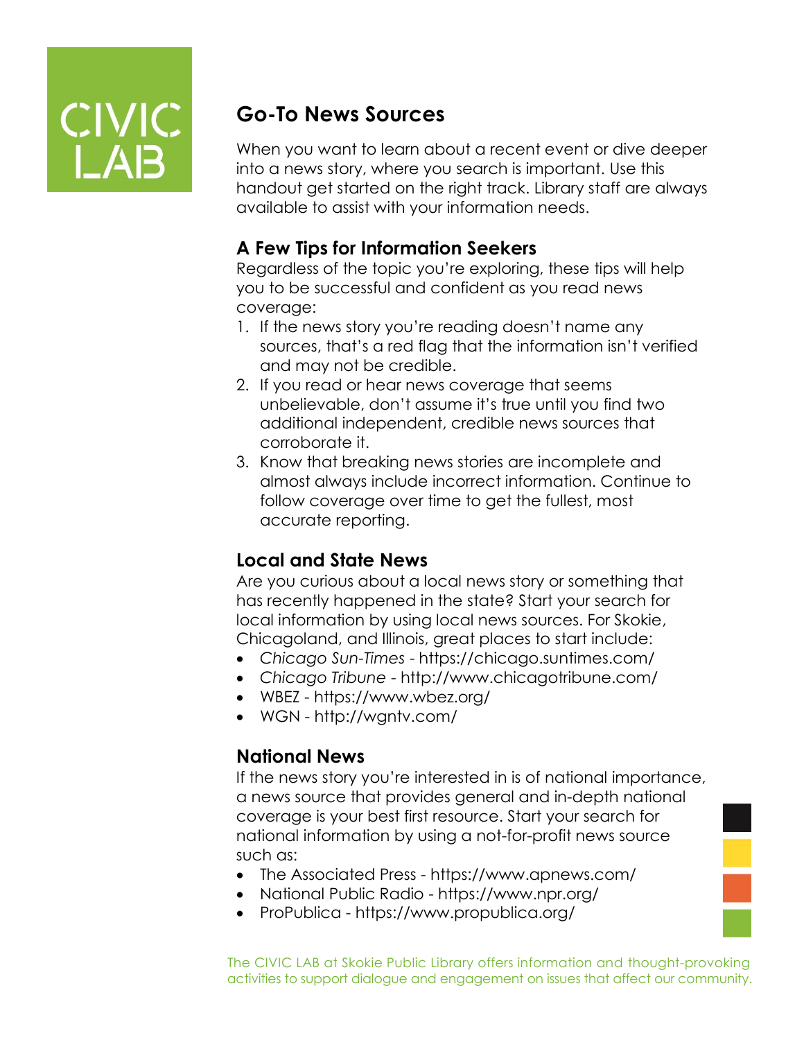CIVIC LAB

## Go-To News Sources

When you want to learn about a recent event or dive deeper into a news story, where you search is important. Use this handout get started on the right track. Library staff are always available to assist with your information needs.

### A Few Tips for Information Seekers

Regardless of the topic you're exploring, these tips will help you to be successful and confident as you read news coverage:

1. If the news story you're reading doesn't name any sources, that's a red flag that the information isn't verified and may not be credible.
2. If you read or hear news coverage that seems unbelievable, don't assume it's true until you find two additional independent, credible news sources that corroborate it.
3. Know that breaking news stories are incomplete and almost always include incorrect information. Continue to follow coverage over time to get the fullest, most accurate reporting.

### Local and State News

Are you curious about a local news story or something that has recently happened in the state? Start your search for local information by using local news sources. For Skokie, Chicagoland, and Illinois, great places to start include:

- *Chicago Sun-Times* - https://chicago.suntimes.com/
- *Chicago Tribune* - http://www.chicagotribune.com/
- WBEZ - https://www.wbez.org/
- WGN - http://wgntv.com/

### National News

If the news story you're interested in is of national importance, a news source that provides general and in-depth national coverage is your best first resource. Start your search for national information by using a not-for-profit news source such as:

- The Associated Press - https://www.apnews.com/
- National Public Radio - https://www.npr.org/
- ProPublica - https://www.propublica.org/

The CIVIC LAB at Skokie Public Library offers information and thought-provoking activities to support dialogue and engagement on issues that affect our community.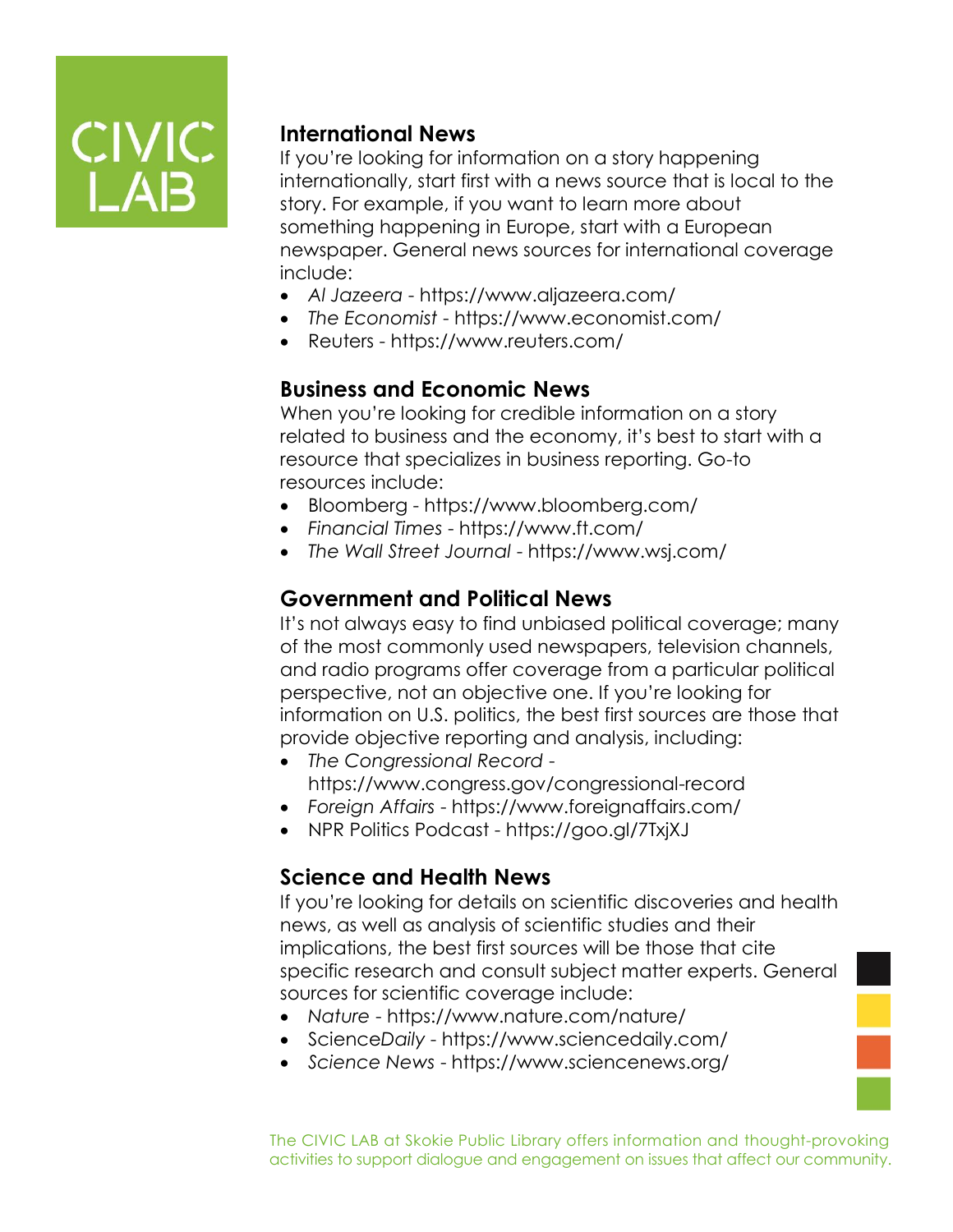## International News

If you're looking for information on a story happening internationally, start first with a news source that is local to the story. For example, if you want to learn more about something happening in Europe, start with a European newspaper. General news sources for international coverage include:

- *Al Jazeera* - https://www.aljazeera.com/
- *The Economist* - https://www.economist.com/
- Reuters - https://www.reuters.com/

## Business and Economic News

When you're looking for credible information on a story related to business and the economy, it's best to start with a resource that specializes in business reporting. Go-to resources include:

- Bloomberg - https://www.bloomberg.com/
- *Financial Times* - https://www.ft.com/
- *The Wall Street Journal* - https://www.wsj.com/

## Government and Political News

It's not always easy to find unbiased political coverage; many of the most commonly used newspapers, television channels, and radio programs offer coverage from a particular political perspective, not an objective one. If you're looking for information on U.S. politics, the best first sources are those that provide objective reporting and analysis, including:

- *The Congressional Record* - https://www.congress.gov/congressional-record
- *Foreign Affairs* - https://www.foreignaffairs.com/
- NPR Politics Podcast - https://goo.gl/7TxjXJ

## Science and Health News

If you're looking for details on scientific discoveries and health news, as well as analysis of scientific studies and their implications, the best first sources will be those that cite specific research and consult subject matter experts. General sources for scientific coverage include:

- *Nature* - https://www.nature.com/nature/
- Science*Daily* - https://www.sciencedaily.com/
- *Science News* - https://www.sciencenews.org/

The CIVIC LAB at Skokie Public Library offers information and thought-provoking activities to support dialogue and engagement on issues that affect our community.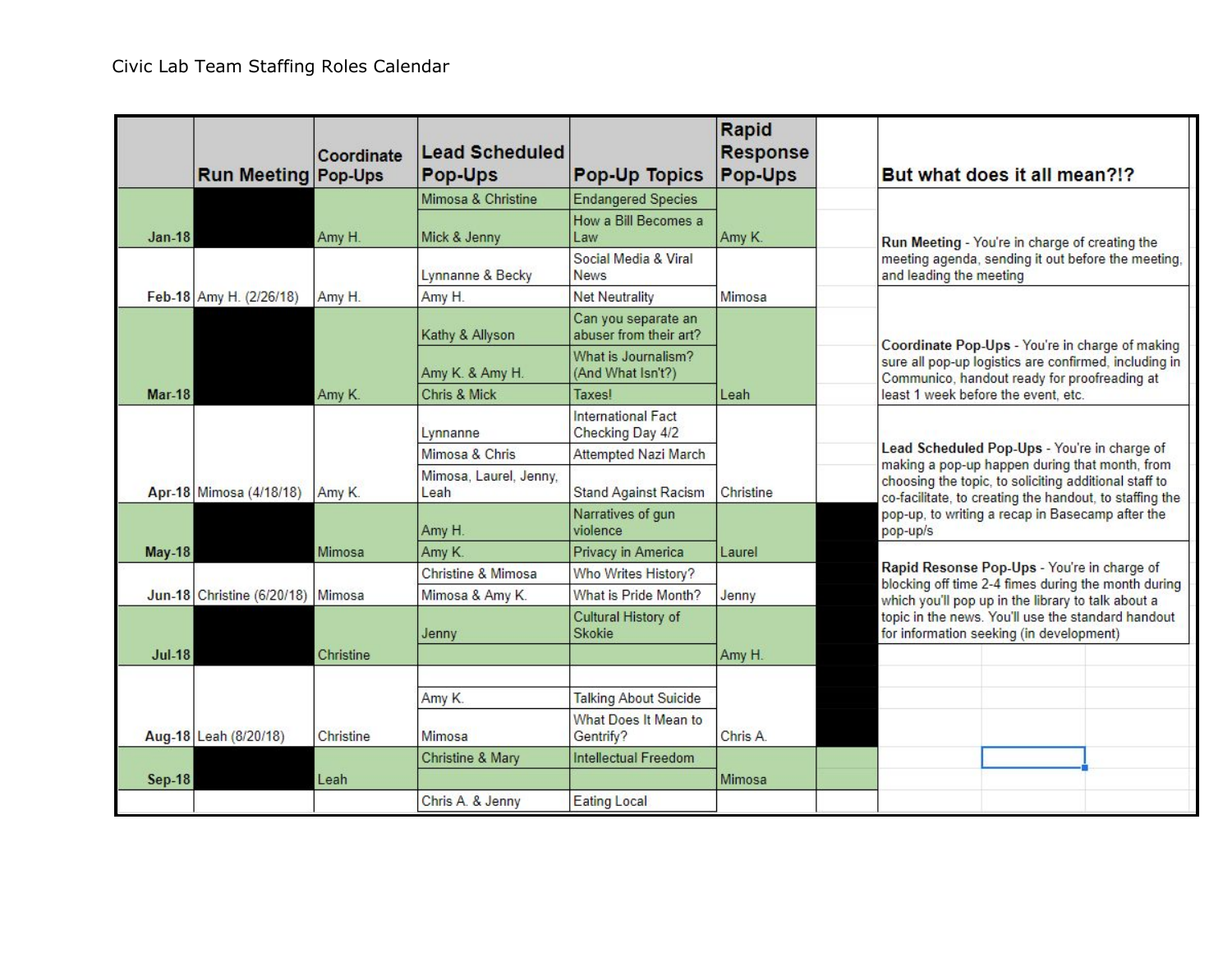Civic Lab Team Staffing Roles Calendar

| | Run Meeting | Coordinate Pop-Ups | Lead Scheduled Pop-Ups | Pop-Up Topics | Rapid Response Pop-Ups |
|---|---|---|---|---|---|
| | | | Mimosa & Christine | Endangered Species | |
| Jan-18 | | Amy H. | Mick & Jenny | How a Bill Becomes a Law | Amy K. |
| | | | Lynnanne & Becky | Social Media & Viral News | |
| Feb-18 | Amy H. (2/26/18) | Amy H. | Amy H. | Net Neutrality | Mimosa |
| | | | Kathy & Allyson | Can you separate an abuser from their art? | |
| | | | Amy K. & Amy H. | What is Journalism? (And What Isn't?) | |
| Mar-18 | | Amy K. | Chris & Mick | Taxes! | Leah |
| | | | Lynnanne | International Fact Checking Day 4/2 | |
| | | | Mimosa & Chris | Attempted Nazi March | |
| Apr-18 | Mimosa (4/18/18) | Amy K. | Mimosa, Laurel, Jenny, Leah | Stand Against Racism | Christine |
| | | | Amy H. | Narratives of gun violence | |
| May-18 | | Mimosa | Amy K. | Privacy in America | Laurel |
| | | | Christine & Mimosa | Who Writes History? | |
| Jun-18 | Christine (6/20/18) | Mimosa | Mimosa & Amy K. | What is Pride Month? | Jenny |
| | | | Jenny | Cultural History of Skokie | |
| Jul-18 | | Christine | | | Amy H. |
| | | | | | |
| | | | Amy K. | Talking About Suicide | |
| Aug-18 | Leah (8/20/18) | Christine | Mimosa | What Does It Mean to Gentrify? | Chris A. |
| | | | Christine & Mary | Intellectual Freedom | |
| Sep-18 | | Leah | | | Mimosa |
| | | | Chris A. & Jenny | Eating Local | |

**But what does it all mean?!?**

**Run Meeting** - You're in charge of creating the meeting agenda, sending it out before the meeting, and leading the meeting

**Coordinate Pop-Ups** - You're in charge of making sure all pop-up logistics are confirmed, including in Communico, handout ready for proofreading at least 1 week before the event, etc.

**Lead Scheduled Pop-Ups** - You're in charge of making a pop-up happen during that month, from choosing the topic, to soliciting additional staff to co-facilitate, to creating the handout, to staffing the pop-up, to writing a recap in Basecamp after the pop-up/s

**Rapid Resonse Pop-Ups** - You're in charge of blocking off time 2-4 times during the month during which you'll pop up in the library to talk about a topic in the news. You'll use the standard handout for information seeking (in development)